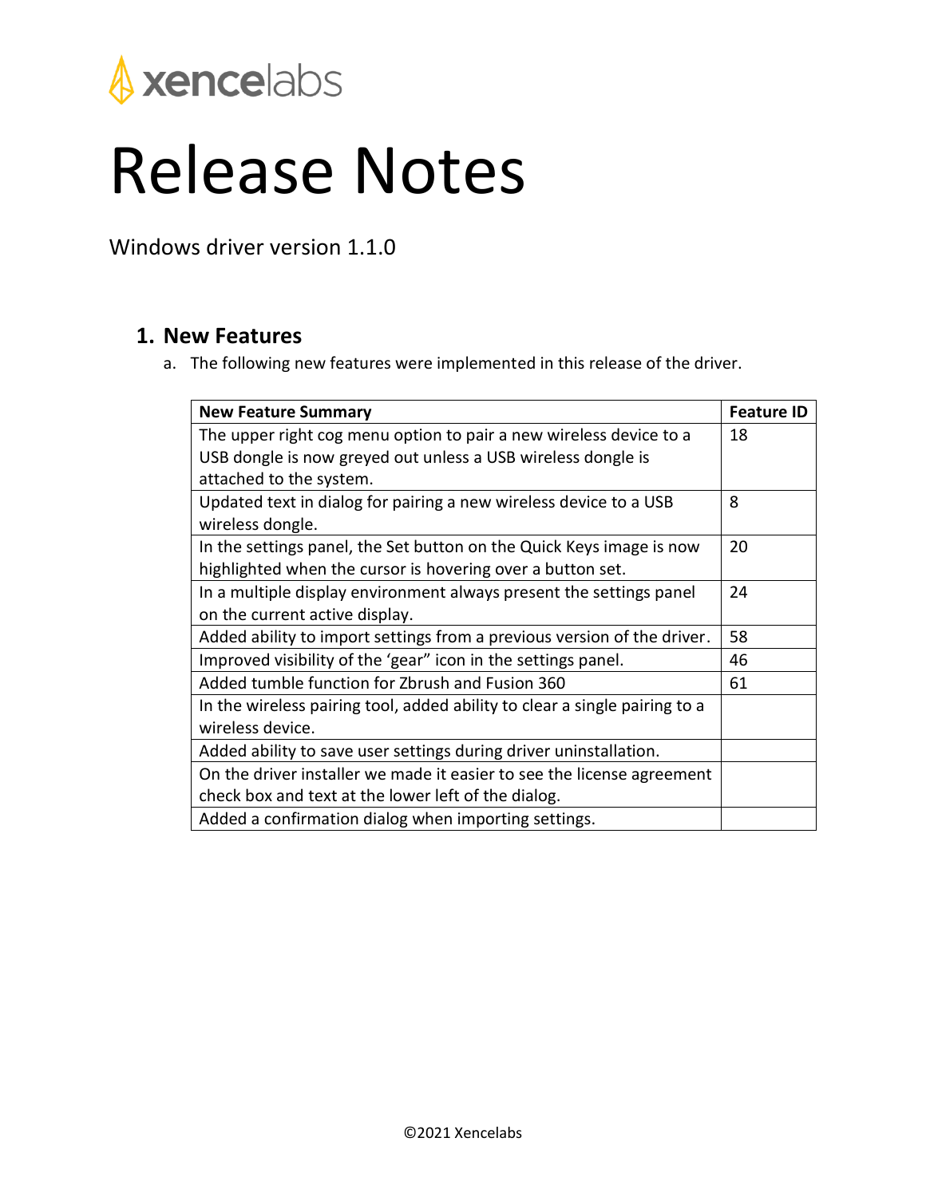xencelabs

# Release Notes

Windows driver version 1.1.0

## 1. New Features

a. The following new features were implemented in this release of the driver.

| New Feature Summary | Feature ID |
|---|---|
| The upper right cog menu option to pair a new wireless device to a USB dongle is now greyed out unless a USB wireless dongle is attached to the system. | 18 |
| Updated text in dialog for pairing a new wireless device to a USB wireless dongle. | 8 |
| In the settings panel, the Set button on the Quick Keys image is now highlighted when the cursor is hovering over a button set. | 20 |
| In a multiple display environment always present the settings panel on the current active display. | 24 |
| Added ability to import settings from a previous version of the driver. | 58 |
| Improved visibility of the ‘gear” icon in the settings panel. | 46 |
| Added tumble function for Zbrush and Fusion 360 | 61 |
| In the wireless pairing tool, added ability to clear a single pairing to a wireless device. | |
| Added ability to save user settings during driver uninstallation. | |
| On the driver installer we made it easier to see the license agreement check box and text at the lower left of the dialog. | |
| Added a confirmation dialog when importing settings. | |

©2021 Xencelabs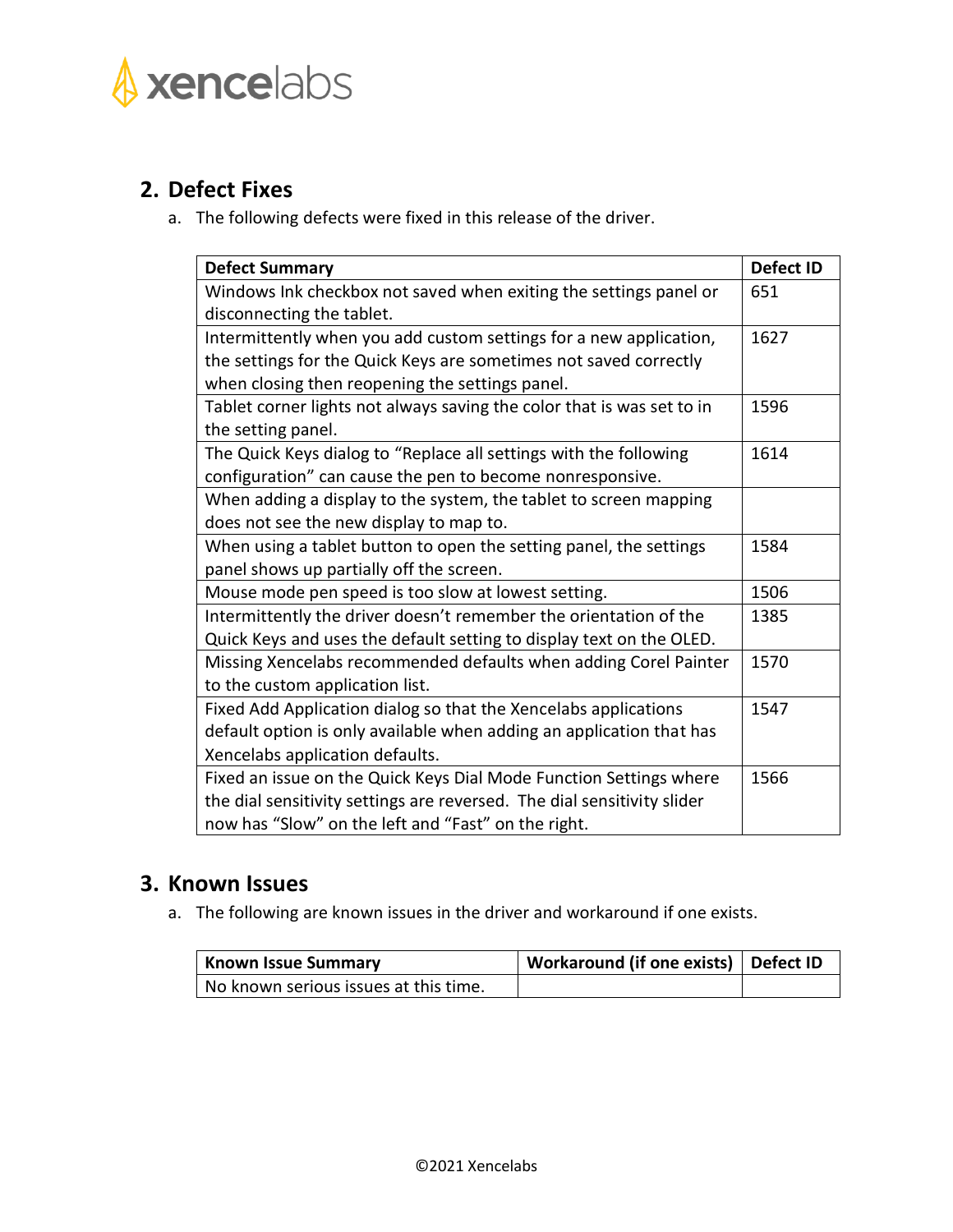## 2. Defect Fixes

a. The following defects were fixed in this release of the driver.

| Defect Summary | Defect ID |
|---|---|
| Windows Ink checkbox not saved when exiting the settings panel or disconnecting the tablet. | 651 |
| Intermittently when you add custom settings for a new application, the settings for the Quick Keys are sometimes not saved correctly when closing then reopening the settings panel. | 1627 |
| Tablet corner lights not always saving the color that is was set to in the setting panel. | 1596 |
| The Quick Keys dialog to “Replace all settings with the following configuration” can cause the pen to become nonresponsive. | 1614 |
| When adding a display to the system, the tablet to screen mapping does not see the new display to map to. | |
| When using a tablet button to open the setting panel, the settings panel shows up partially off the screen. | 1584 |
| Mouse mode pen speed is too slow at lowest setting. | 1506 |
| Intermittently the driver doesn’t remember the orientation of the Quick Keys and uses the default setting to display text on the OLED. | 1385 |
| Missing Xencelabs recommended defaults when adding Corel Painter to the custom application list. | 1570 |
| Fixed Add Application dialog so that the Xencelabs applications default option is only available when adding an application that has Xencelabs application defaults. | 1547 |
| Fixed an issue on the Quick Keys Dial Mode Function Settings where the dial sensitivity settings are reversed. The dial sensitivity slider now has “Slow” on the left and “Fast” on the right. | 1566 |

## 3. Known Issues

a. The following are known issues in the driver and workaround if one exists.

| Known Issue Summary | Workaround (if one exists) | Defect ID |
|---|---|---|
| No known serious issues at this time. | | |

©2021 Xencelabs